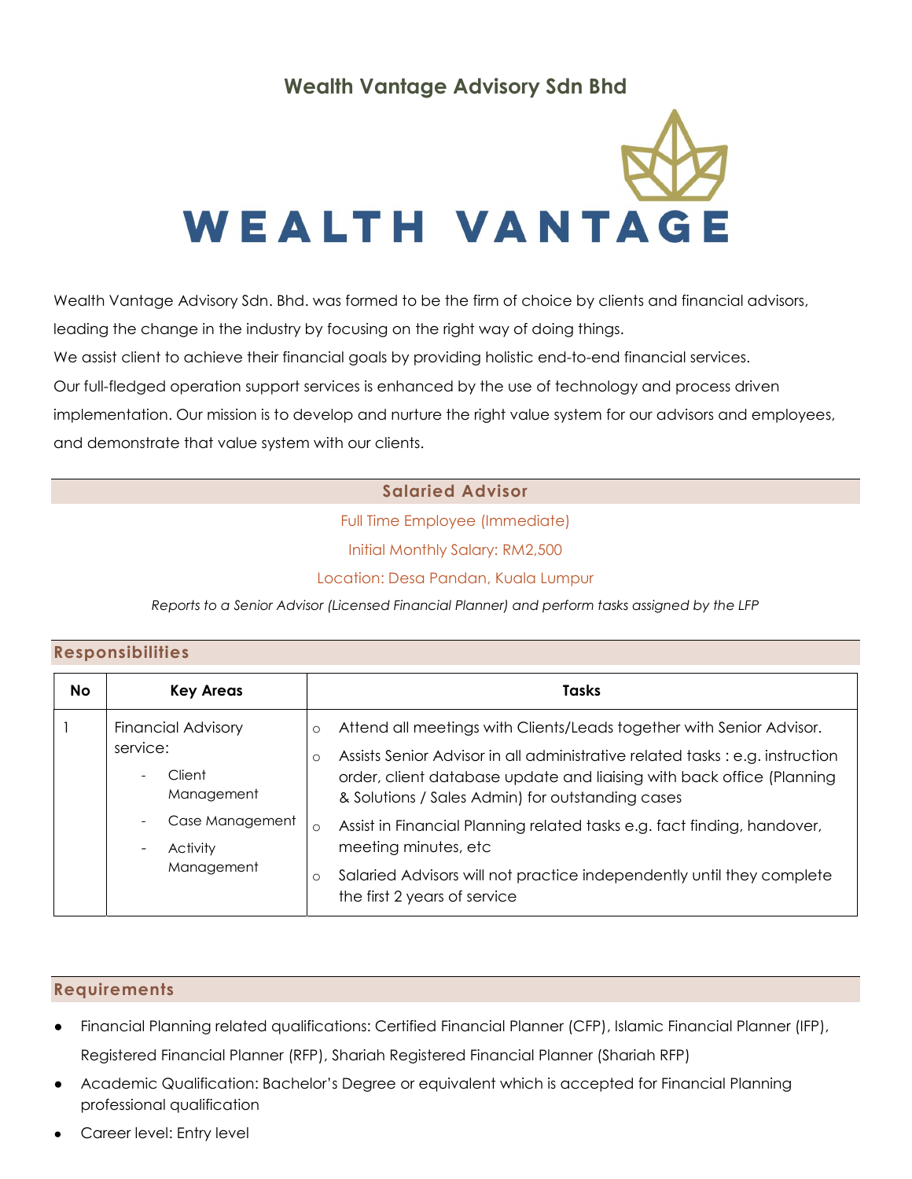# Wealth Vantage Advisory Sdn Bhd

WEALTH VANTAGE

Wealth Vantage Advisory Sdn. Bhd. was formed to be the firm of choice by clients and financial advisors, leading the change in the industry by focusing on the right way of doing things.
We assist client to achieve their financial goals by providing holistic end-to-end financial services.
Our full-fledged operation support services is enhanced by the use of technology and process driven implementation. Our mission is to develop and nurture the right value system for our advisors and employees, and demonstrate that value system with our clients.

## Salaried Advisor

Full Time Employee (Immediate)

Initial Monthly Salary: RM2,500

Location: Desa Pandan, Kuala Lumpur

*Reports to a Senior Advisor (Licensed Financial Planner) and perform tasks assigned by the LFP*

## Responsibilities

| No | Key Areas | Tasks |
|---|---|---|
| 1 | Financial Advisory service:<br>- Client Management<br>- Case Management<br>- Activity Management | ○ Attend all meetings with Clients/Leads together with Senior Advisor.<br>○ Assists Senior Advisor in all administrative related tasks : e.g. instruction order, client database update and liaising with back office (Planning & Solutions / Sales Admin) for outstanding cases<br>○ Assist in Financial Planning related tasks e.g. fact finding, handover, meeting minutes, etc<br>○ Salaried Advisors will not practice independently until they complete the first 2 years of service |

## Requirements

- Financial Planning related qualifications: Certified Financial Planner (CFP), Islamic Financial Planner (IFP), Registered Financial Planner (RFP), Shariah Registered Financial Planner (Shariah RFP)
- Academic Qualification: Bachelor's Degree or equivalent which is accepted for Financial Planning professional qualification
- Career level: Entry level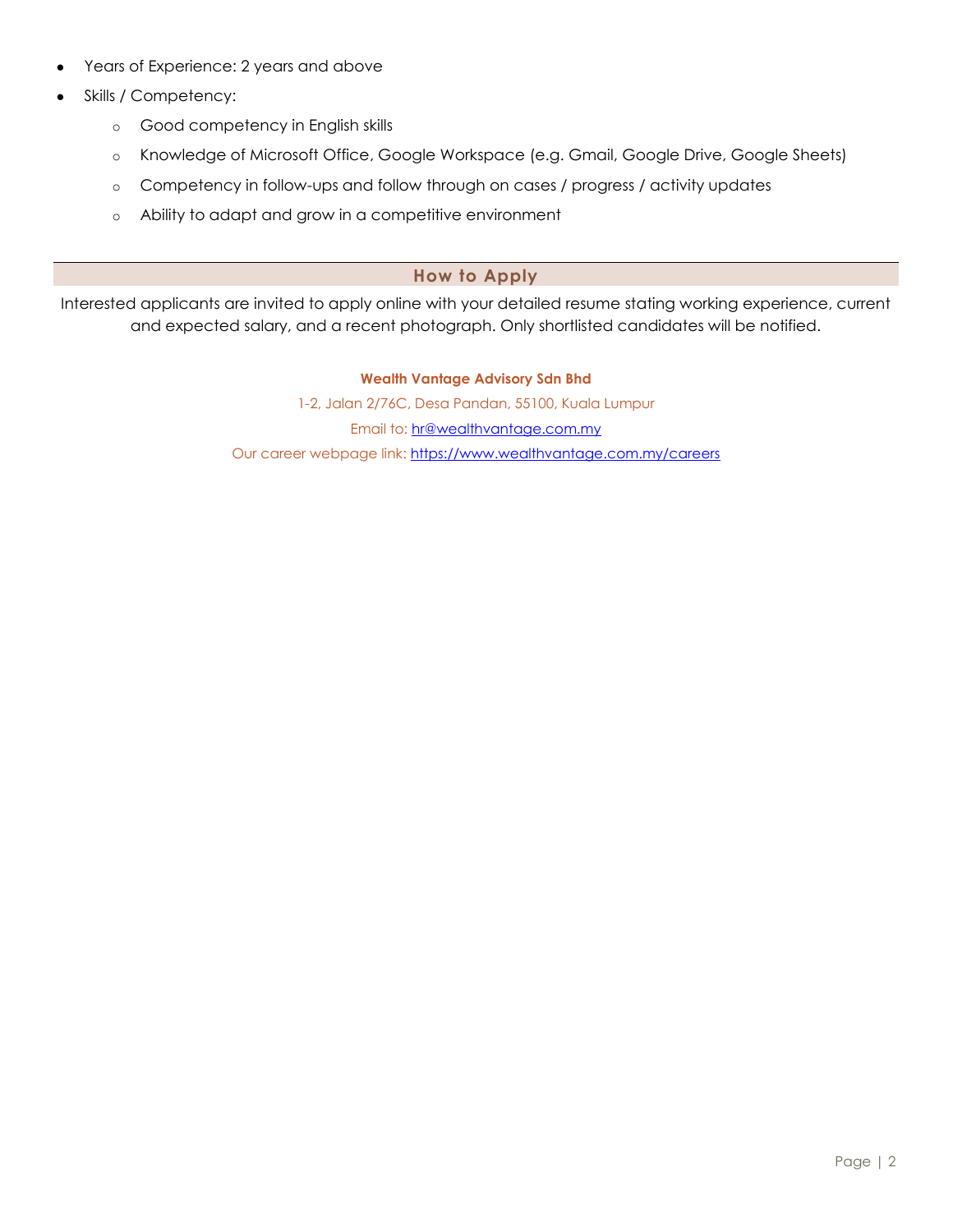- Years of Experience: 2 years and above
- Skills / Competency:
  - Good competency in English skills
  - Knowledge of Microsoft Office, Google Workspace (e.g. Gmail, Google Drive, Google Sheets)
  - Competency in follow-ups and follow through on cases / progress / activity updates
  - Ability to adapt and grow in a competitive environment

## How to Apply

Interested applicants are invited to apply online with your detailed resume stating working experience, current and expected salary, and a recent photograph. Only shortlisted candidates will be notified.

**Wealth Vantage Advisory Sdn Bhd**

1-2, Jalan 2/76C, Desa Pandan, 55100, Kuala Lumpur

Email to: hr@wealthvantage.com.my

Our career webpage link: https://www.wealthvantage.com.my/careers